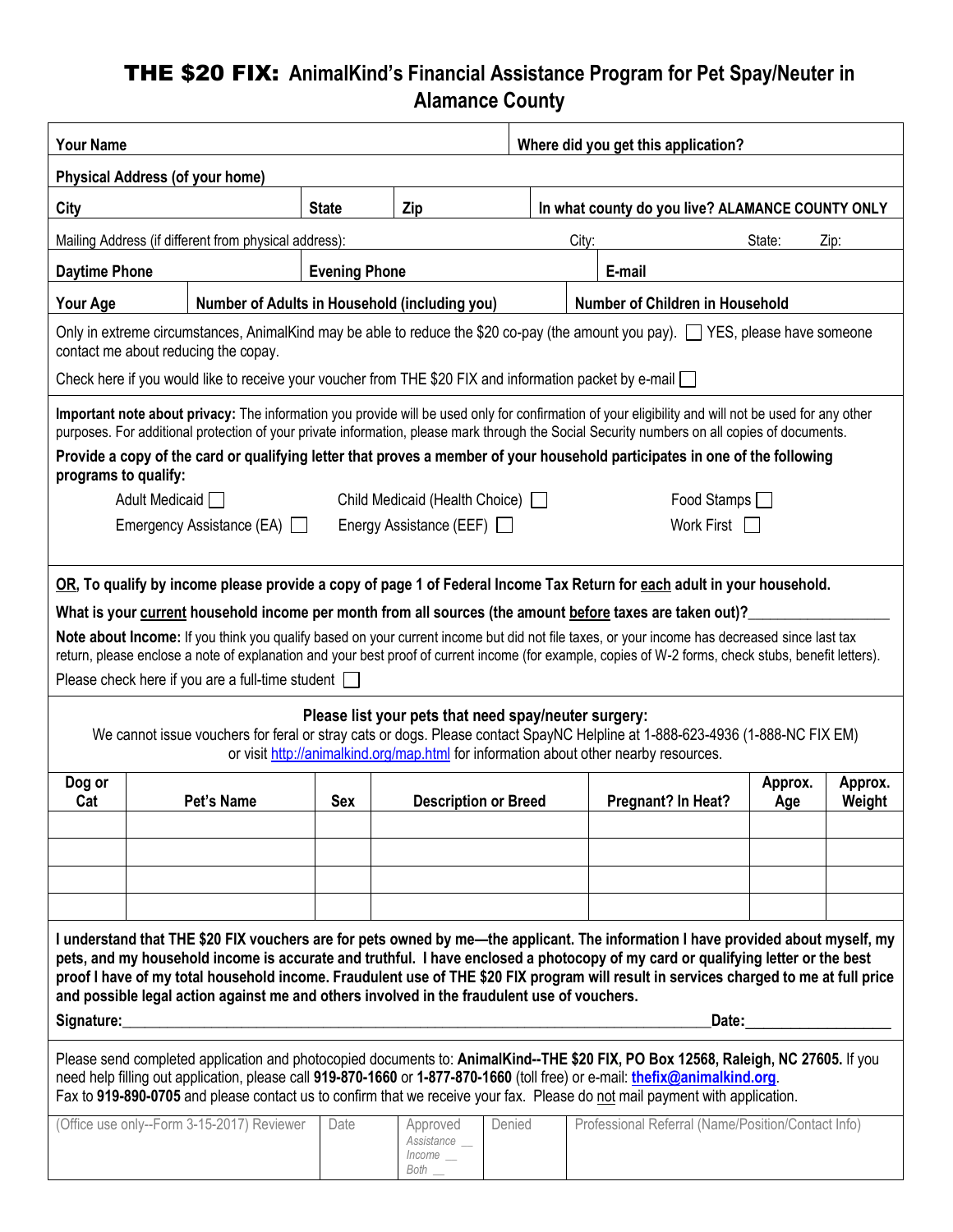# **THE $20 FIX:** AnimalKind's Financial Assistance Program for Pet Spay/Neuter in Alamance County

| **Your Name** | | | **Where did you get this application?** |
|---|---|---|---|
| **Physical Address (of your home)** | | | |
| **City** | **State** | **Zip** | **In what county do you live? ALAMANCE COUNTY ONLY** |
| Mailing Address (if different from physical address): | City: | State: | Zip: |
| **Daytime Phone** | **Evening Phone** | **E-mail** | |
| **Your Age** | **Number of Adults in Household (including you)** | **Number of Children in Household** | |

Only in extreme circumstances, AnimalKind may be able to reduce the $20 co-pay (the amount you pay). ☐ YES, please have someone contact me about reducing the copay.

Check here if you would like to receive your voucher from THE $20 FIX and information packet by e-mail ☐

**Important note about privacy:** The information you provide will be used only for confirmation of your eligibility and will not be used for any other purposes. For additional protection of your private information, please mark through the Social Security numbers on all copies of documents.

**Provide a copy of the card or qualifying letter that proves a member of your household participates in one of the following programs to qualify:**

- Adult Medicaid ☐
- Child Medicaid (Health Choice) ☐
- Food Stamps ☐
- Emergency Assistance (EA) ☐
- Energy Assistance (EEF) ☐
- Work First ☐

**OR, To qualify by income please provide a copy of page 1 of Federal Income Tax Return for each adult in your household.**

**What is your current household income per month from all sources (the amount before taxes are taken out)?**\_\_\_\_\_\_\_\_\_\_\_\_\_\_\_\_\_\_

**Note about Income:** If you think you qualify based on your current income but did not file taxes, or your income has decreased since last tax return, please enclose a note of explanation and your best proof of current income (for example, copies of W-2 forms, check stubs, benefit letters).

Please check here if you are a full-time student ☐

**Please list your pets that need spay/neuter surgery:**

We cannot issue vouchers for feral or stray cats or dogs. Please contact SpayNC Helpline at 1-888-623-4936 (1-888-NC FIX EM) or visit http://animalkind.org/map.html for information about other nearby resources.

| Dog or Cat | Pet's Name | Sex | Description or Breed | Pregnant? In Heat? | Approx. Age | Approx. Weight |
|---|---|---|---|---|---|---|
| | | | | | | |
| | | | | | | |
| | | | | | | |
| | | | | | | |

**I understand that THE $20 FIX vouchers are for pets owned by me—the applicant. The information I have provided about myself, my pets, and my household income is accurate and truthful. I have enclosed a photocopy of my card or qualifying letter or the best proof I have of my total household income. Fraudulent use of THE $20 FIX program will result in services charged to me at full price and possible legal action against me and others involved in the fraudulent use of vouchers.**

**Signature:**\_\_\_\_\_\_\_\_\_\_\_\_\_\_\_\_\_\_\_\_\_\_\_\_\_\_\_\_\_\_\_\_\_\_\_\_\_\_\_\_ **Date:**\_\_\_\_\_\_\_\_\_\_\_\_\_\_\_\_\_\_

Please send completed application and photocopied documents to: **AnimalKind--THE $20 FIX, PO Box 12568, Raleigh, NC 27605.** If you need help filling out application, please call **919-870-1660** or **1-877-870-1660** (toll free) or e-mail: **thefix@animalkind.org**.
Fax to **919-890-0705** and please contact us to confirm that we receive your fax. Please do not mail payment with application.

| (Office use only--Form 3-15-2017) Reviewer | Date | Approved *Assistance \_\_ Income \_\_ Both \_\_* | Denied | Professional Referral (Name/Position/Contact Info) |
|---|---|---|---|---|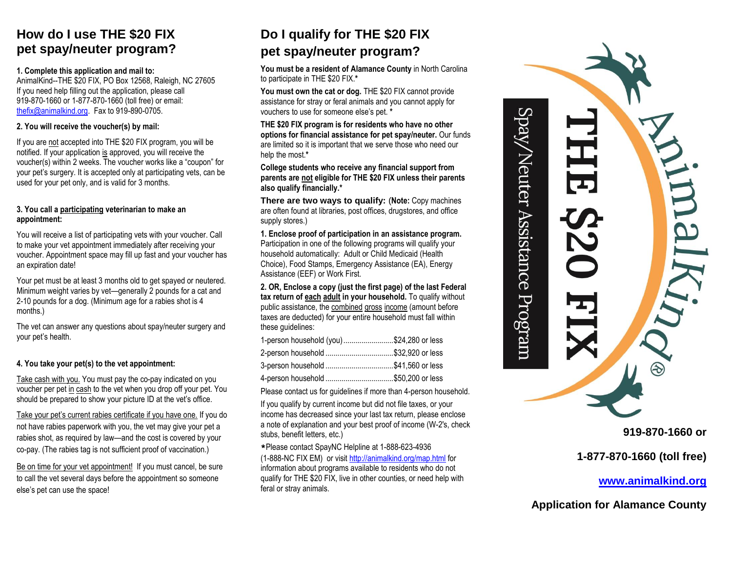## How do I use THE $20 FIX pet spay/neuter program?

**1. Complete this application and mail to:**
AnimalKind--THE $20 FIX, PO Box 12568, Raleigh, NC 27605
If you need help filling out the application, please call 919-870-1660 or 1-877-870-1660 (toll free) or email: thefix@animalkind.org. Fax to 919-890-0705.

**2. You will receive the voucher(s) by mail:**

If you are not accepted into THE $20 FIX program, you will be notified. If your application is approved, you will receive the voucher(s) within 2 weeks. The voucher works like a "coupon" for your pet's surgery. It is accepted only at participating vets, can be used for your pet only, and is valid for 3 months.

**3. You call a participating veterinarian to make an appointment:**

You will receive a list of participating vets with your voucher. Call to make your vet appointment immediately after receiving your voucher. Appointment space may fill up fast and your voucher has an expiration date!

Your pet must be at least 3 months old to get spayed or neutered. Minimum weight varies by vet—generally 2 pounds for a cat and 2-10 pounds for a dog. (Minimum age for a rabies shot is 4 months.)

The vet can answer any questions about spay/neuter surgery and your pet's health.

**4. You take your pet(s) to the vet appointment:**

Take cash with you. You must pay the co-pay indicated on you voucher per pet in cash to the vet when you drop off your pet. You should be prepared to show your picture ID at the vet's office.

Take your pet's current rabies certificate if you have one. If you do not have rabies paperwork with you, the vet may give your pet a rabies shot, as required by law—and the cost is covered by your co-pay. (The rabies tag is not sufficient proof of vaccination.)

Be on time for your vet appointment! If you must cancel, be sure to call the vet several days before the appointment so someone else's pet can use the space!

## Do I qualify for THE $20 FIX pet spay/neuter program?

**You must be a resident of Alamance County** in North Carolina to participate in THE $20 FIX.*

**You must own the cat or dog.** THE $20 FIX cannot provide assistance for stray or feral animals and you cannot apply for vouchers to use for someone else's pet. *

**THE $20 FIX program is for residents who have no other options for financial assistance for pet spay/neuter.** Our funds are limited so it is important that we serve those who need our help the most.*

**College students who receive any financial support from parents are not eligible for THE $20 FIX unless their parents also qualify financially.***

**There are two ways to qualify:** (**Note:** Copy machines are often found at libraries, post offices, drugstores, and office supply stores.)

**1. Enclose proof of participation in an assistance program.** Participation in one of the following programs will qualify your household automatically: Adult or Child Medicaid (Health Choice), Food Stamps, Emergency Assistance (EA), Energy Assistance (EEF) or Work First.

**2. OR, Enclose a copy (just the first page) of the last Federal tax return of each adult in your household.** To qualify without public assistance, the combined gross income (amount before taxes are deducted) for your entire household must fall within these guidelines:

| | |
|---|---|
| 1-person household (you) | $24,280 or less |
| 2-person household | $32,920 or less |
| 3-person household | $41,560 or less |
| 4-person household | $50,200 or less |

Please contact us for guidelines if more than 4-person household.

If you qualify by current income but did not file taxes, or your income has decreased since your last tax return, please enclose a note of explanation and your best proof of income (W-2's, check stubs, benefit letters, etc.)

*Please contact SpayNC Helpline at 1-888-623-4936 (1-888-NC FIX EM) or visit http://animalkind.org/map.html for information about programs available to residents who do not qualify for THE $20 FIX, live in other counties, or need help with feral or stray animals.

# THE $20 FIX

Spay/Neuter Assistance Program

AnimalKind®

919-870-1660 or

1-877-870-1660 (toll free)

www.animalkind.org

**Application for Alamance County**